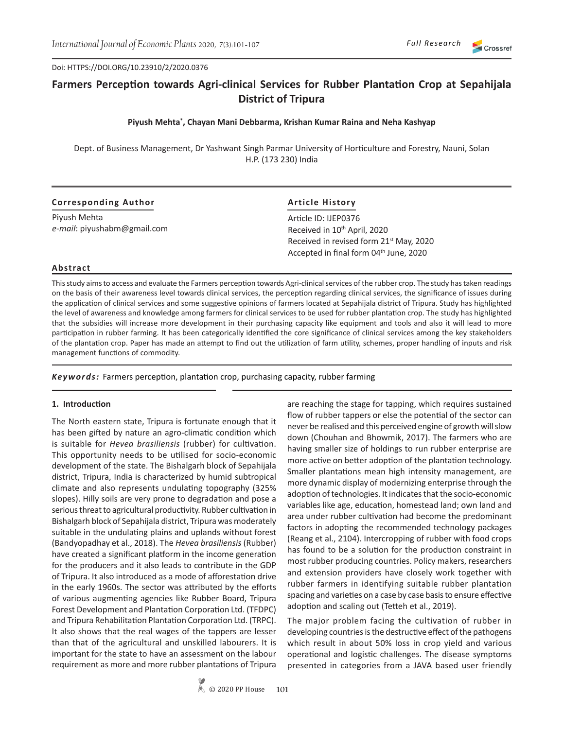Doi: HTTPS://DOI.ORG/10.23910/2/2020.0376

# Farmers Perception towards Agri-clinical Services for Rubber Plantation Crop at Sepahijala District of Tripura

**Piyush Mehta*, Chayan Mani Debbarma, Krishan Kumar Raina and Neha Kashyap**

Dept. of Business Management, Dr Yashwant Singh Parmar University of Horticulture and Forestry, Nauni, Solan H.P. (173 230) India

**Corresponding Author**

Piyush Mehta
*e-mail*: piyushabm@gmail.com

**Article History**

Article ID: IJEP0376
Received in 10th April, 2020
Received in revised form 21st May, 2020
Accepted in final form 04th June, 2020

## Abstract

This study aims to access and evaluate the Farmers perception towards Agri-clinical services of the rubber crop. The study has taken readings on the basis of their awareness level towards clinical services, the perception regarding clinical services, the significance of issues during the application of clinical services and some suggestive opinions of farmers located at Sepahijala district of Tripura. Study has highlighted the level of awareness and knowledge among farmers for clinical services to be used for rubber plantation crop. The study has highlighted that the subsidies will increase more development in their purchasing capacity like equipment and tools and also it will lead to more participation in rubber farming. It has been categorically identified the core significance of clinical services among the key stakeholders of the plantation crop. Paper has made an attempt to find out the utilization of farm utility, schemes, proper handling of inputs and risk management functions of commodity.

***Keywords:*** Farmers perception, plantation crop, purchasing capacity, rubber farming

## 1. Introduction

The North eastern state, Tripura is fortunate enough that it has been gifted by nature an agro-climatic condition which is suitable for *Hevea brasiliensis* (rubber) for cultivation. This opportunity needs to be utilised for socio-economic development of the state. The Bishalgarh block of Sepahijala district, Tripura, India is characterized by humid subtropical climate and also represents undulating topography (325% slopes). Hilly soils are very prone to degradation and pose a serious threat to agricultural productivity. Rubber cultivation in Bishalgarh block of Sepahijala district, Tripura was moderately suitable in the undulating plains and uplands without forest (Bandyopadhay et al., 2018). The *Hevea brasiliensis* (Rubber) have created a significant platform in the income generation for the producers and it also leads to contribute in the GDP of Tripura. It also introduced as a mode of afforestation drive in the early 1960s. The sector was attributed by the efforts of various augmenting agencies like Rubber Board, Tripura Forest Development and Plantation Corporation Ltd. (TFDPC) and Tripura Rehabilitation Plantation Corporation Ltd. (TRPC). It also shows that the real wages of the tappers are lesser than that of the agricultural and unskilled labourers. It is important for the state to have an assessment on the labour requirement as more and more rubber plantations of Tripura are reaching the stage for tapping, which requires sustained flow of rubber tappers or else the potential of the sector can never be realised and this perceived engine of growth will slow down (Chouhan and Bhowmik, 2017). The farmers who are having smaller size of holdings to run rubber enterprise are more active on better adoption of the plantation technology. Smaller plantations mean high intensity management, are more dynamic display of modernizing enterprise through the adoption of technologies. It indicates that the socio-economic variables like age, education, homestead land; own land and area under rubber cultivation had become the predominant factors in adopting the recommended technology packages (Reang et al., 2104). Intercropping of rubber with food crops has found to be a solution for the production constraint in most rubber producing countries. Policy makers, researchers and extension providers have closely work together with rubber farmers in identifying suitable rubber plantation spacing and varieties on a case by case basis to ensure effective adoption and scaling out (Tetteh et al., 2019).

The major problem facing the cultivation of rubber in developing countries is the destructive effect of the pathogens which result in about 50% loss in crop yield and various operational and logistic challenges. The disease symptoms presented in categories from a JAVA based user friendly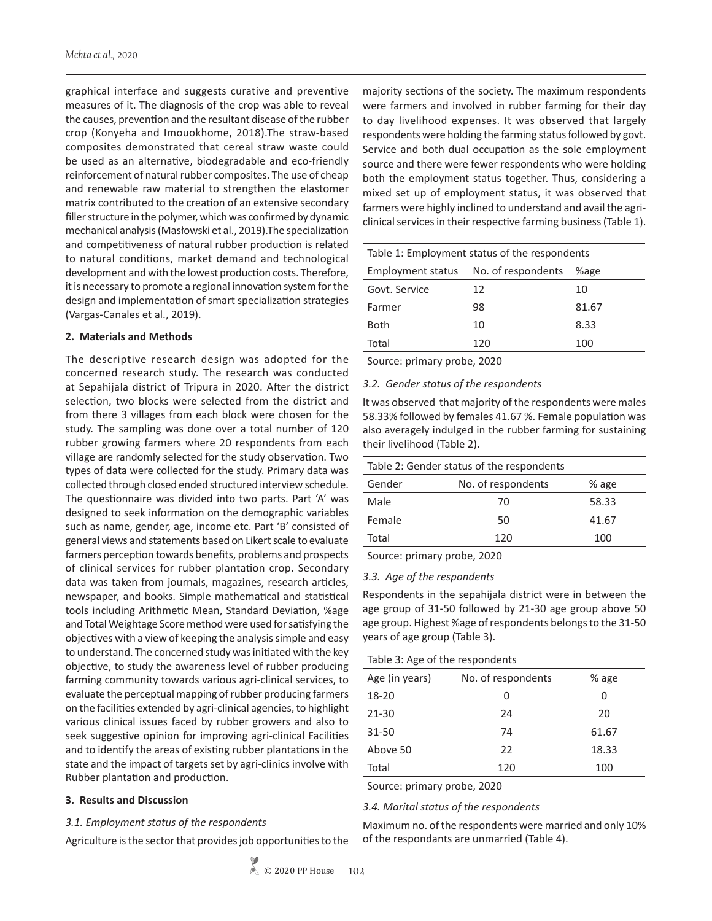graphical interface and suggests curative and preventive measures of it. The diagnosis of the crop was able to reveal the causes, prevention and the resultant disease of the rubber crop (Konyeha and Imouokhome, 2018).The straw-based composites demonstrated that cereal straw waste could be used as an alternative, biodegradable and eco-friendly reinforcement of natural rubber composites. The use of cheap and renewable raw material to strengthen the elastomer matrix contributed to the creation of an extensive secondary filler structure in the polymer, which was confirmed by dynamic mechanical analysis (Masłowski et al., 2019).The specialization and competitiveness of natural rubber production is related to natural conditions, market demand and technological development and with the lowest production costs. Therefore, it is necessary to promote a regional innovation system for the design and implementation of smart specialization strategies (Vargas-Canales et al., 2019).

## 2. Materials and Methods

The descriptive research design was adopted for the concerned research study. The research was conducted at Sepahijala district of Tripura in 2020. After the district selection, two blocks were selected from the district and from there 3 villages from each block were chosen for the study. The sampling was done over a total number of 120 rubber growing farmers where 20 respondents from each village are randomly selected for the study observation. Two types of data were collected for the study. Primary data was collected through closed ended structured interview schedule. The questionnaire was divided into two parts. Part 'A' was designed to seek information on the demographic variables such as name, gender, age, income etc. Part 'B' consisted of general views and statements based on Likert scale to evaluate farmers perception towards benefits, problems and prospects of clinical services for rubber plantation crop. Secondary data was taken from journals, magazines, research articles, newspaper, and books. Simple mathematical and statistical tools including Arithmetic Mean, Standard Deviation, %age and Total Weightage Score method were used for satisfying the objectives with a view of keeping the analysis simple and easy to understand. The concerned study was initiated with the key objective, to study the awareness level of rubber producing farming community towards various agri-clinical services, to evaluate the perceptual mapping of rubber producing farmers on the facilities extended by agri-clinical agencies, to highlight various clinical issues faced by rubber growers and also to seek suggestive opinion for improving agri-clinical Facilities and to identify the areas of existing rubber plantations in the state and the impact of targets set by agri-clinics involve with Rubber plantation and production.

## 3. Results and Discussion

### *3.1. Employment status of the respondents*

Agriculture is the sector that provides job opportunities to the majority sections of the society. The maximum respondents were farmers and involved in rubber farming for their day to day livelihood expenses. It was observed that largely respondents were holding the farming status followed by govt. Service and both dual occupation as the sole employment source and there were fewer respondents who were holding both the employment status together. Thus, considering a mixed set up of employment status, it was observed that farmers were highly inclined to understand and avail the agri-clinical services in their respective farming business (Table 1).

Table 1: Employment status of the respondents

| Employment status | No. of respondents | %age |
|---|---|---|
| Govt. Service | 12 | 10 |
| Farmer | 98 | 81.67 |
| Both | 10 | 8.33 |
| Total | 120 | 100 |

Source: primary probe, 2020

### *3.2. Gender status of the respondents*

It was observed that majority of the respondents were males 58.33% followed by females 41.67 %. Female population was also averagely indulged in the rubber farming for sustaining their livelihood (Table 2).

Table 2: Gender status of the respondents

| Gender | No. of respondents | % age |
|---|---|---|
| Male | 70 | 58.33 |
| Female | 50 | 41.67 |
| Total | 120 | 100 |

Source: primary probe, 2020

### *3.3. Age of the respondents*

Respondents in the sepahijala district were in between the age group of 31-50 followed by 21-30 age group above 50 age group. Highest %age of respondents belongs to the 31-50 years of age group (Table 3).

Table 3: Age of the respondents

| Age (in years) | No. of respondents | % age |
|---|---|---|
| 18-20 | 0 | 0 |
| 21-30 | 24 | 20 |
| 31-50 | 74 | 61.67 |
| Above 50 | 22 | 18.33 |
| Total | 120 | 100 |

Source: primary probe, 2020

### *3.4. Marital status of the respondents*

Maximum no. of the respondents were married and only 10% of the respondants are unmarried (Table 4).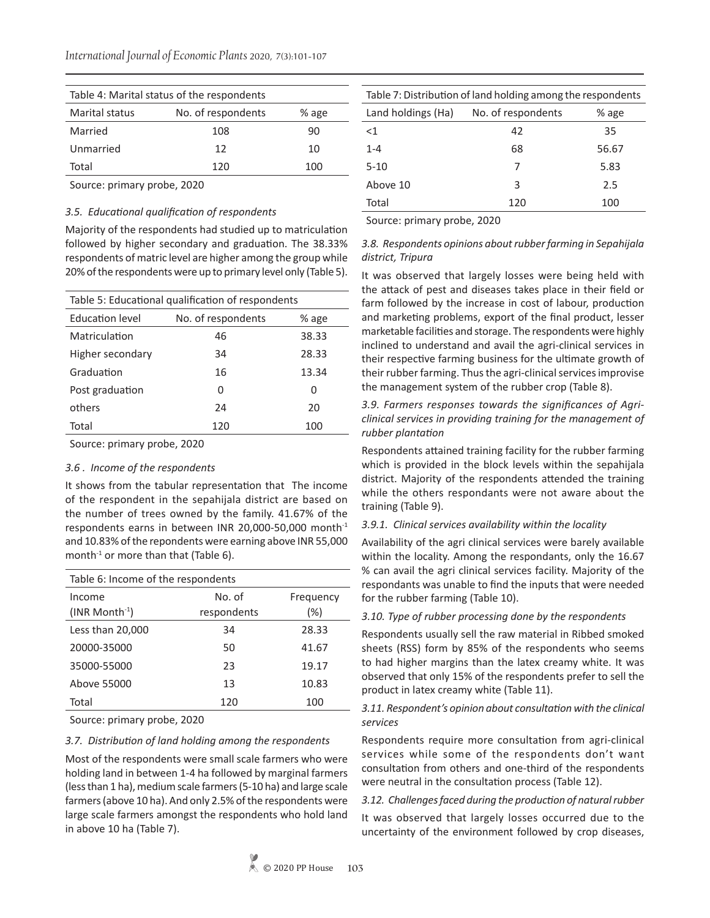Table 4: Marital status of the respondents

| Marital status | No. of respondents | % age |
|---|---|---|
| Married | 108 | 90 |
| Unmarried | 12 | 10 |
| Total | 120 | 100 |

Source: primary probe, 2020

### *3.5. Educational qualification of respondents*

Majority of the respondents had studied up to matriculation followed by higher secondary and graduation. The 38.33% respondents of matric level are higher among the group while 20% of the respondents were up to primary level only (Table 5).

Table 5: Educational qualification of respondents

| Education level | No. of respondents | % age |
|---|---|---|
| Matriculation | 46 | 38.33 |
| Higher secondary | 34 | 28.33 |
| Graduation | 16 | 13.34 |
| Post graduation | 0 | 0 |
| others | 24 | 20 |
| Total | 120 | 100 |

Source: primary probe, 2020

### *3.6 . Income of the respondents*

It shows from the tabular representation that The income of the respondent in the sepahijala district are based on the number of trees owned by the family. 41.67% of the respondents earns in between INR 20,000-50,000 month$^{-1}$ and 10.83% of the repondents were earning above INR 55,000 month$^{-1}$ or more than that (Table 6).

Table 6: Income of the respondents

| Income (INR Month$^{-1}$) | No. of respondents | Frequency (%) |
|---|---|---|
| Less than 20,000 | 34 | 28.33 |
| 20000-35000 | 50 | 41.67 |
| 35000-55000 | 23 | 19.17 |
| Above 55000 | 13 | 10.83 |
| Total | 120 | 100 |

Source: primary probe, 2020

### *3.7. Distribution of land holding among the respondents*

Most of the respondents were small scale farmers who were holding land in between 1-4 ha followed by marginal farmers (less than 1 ha), medium scale farmers (5-10 ha) and large scale farmers (above 10 ha). And only 2.5% of the respondents were large scale farmers amongst the respondents who hold land in above 10 ha (Table 7).

Table 7: Distribution of land holding among the respondents

| Land holdings (Ha) | No. of respondents | % age |
|---|---|---|
| <1 | 42 | 35 |
| 1-4 | 68 | 56.67 |
| 5-10 | 7 | 5.83 |
| Above 10 | 3 | 2.5 |
| Total | 120 | 100 |

Source: primary probe, 2020

### *3.8. Respondents opinions about rubber farming in Sepahijala district, Tripura*

It was observed that largely losses were being held with the attack of pest and diseases takes place in their field or farm followed by the increase in cost of labour, production and marketing problems, export of the final product, lesser marketable facilities and storage. The respondents were highly inclined to understand and avail the agri-clinical services in their respective farming business for the ultimate growth of their rubber farming. Thus the agri-clinical services improvise the management system of the rubber crop (Table 8).

### *3.9. Farmers responses towards the significances of Agri-clinical services in providing training for the management of rubber plantation*

Respondents attained training facility for the rubber farming which is provided in the block levels within the sepahijala district. Majority of the respondents attended the training while the others respondants were not aware about the training (Table 9).

#### *3.9.1. Clinical services availability within the locality*

Availability of the agri clinical services were barely available within the locality. Among the respondants, only the 16.67 % can avail the agri clinical services facility. Majority of the respondants was unable to find the inputs that were needed for the rubber farming (Table 10).

### *3.10. Type of rubber processing done by the respondents*

Respondents usually sell the raw material in Ribbed smoked sheets (RSS) form by 85% of the respondents who seems to had higher margins than the latex creamy white. It was observed that only 15% of the respondents prefer to sell the product in latex creamy white (Table 11).

### *3.11. Respondent's opinion about consultation with the clinical services*

Respondents require more consultation from agri-clinical services while some of the respondents don't want consultation from others and one-third of the respondents were neutral in the consultation process (Table 12).

### *3.12. Challenges faced during the production of natural rubber*

It was observed that largely losses occurred due to the uncertainty of the environment followed by crop diseases,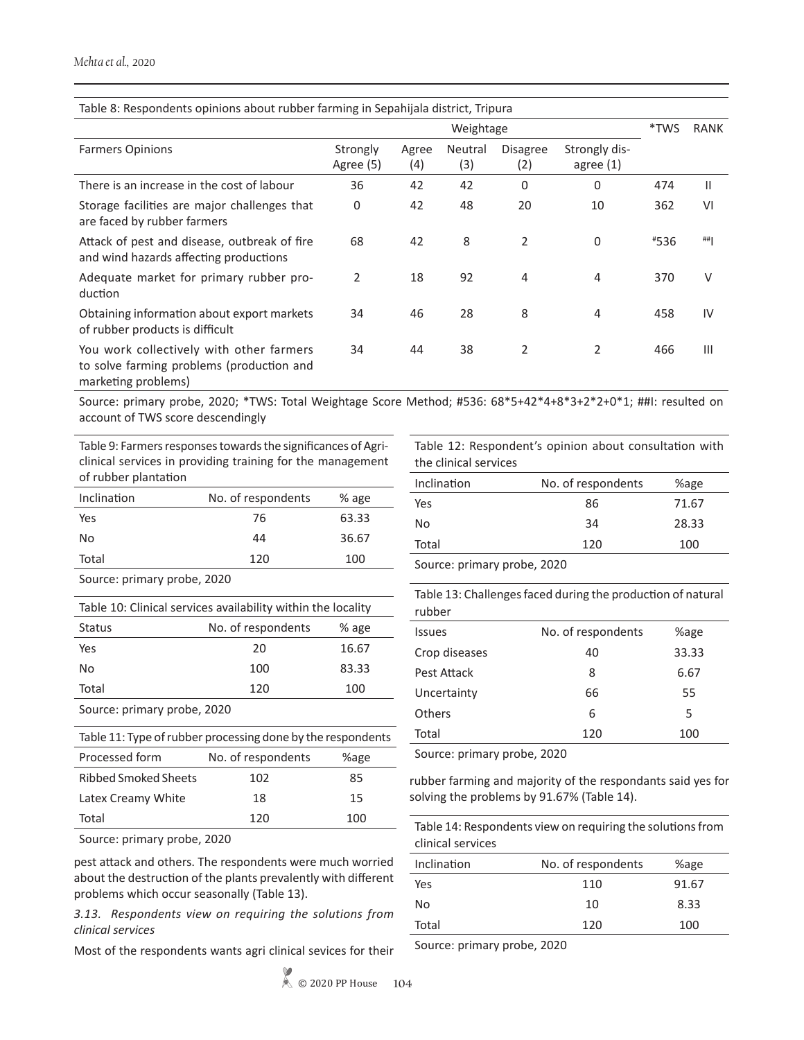Table 8: Respondents opinions about rubber farming in Sepahijala district, Tripura

| Farmers Opinions | Weightage | | | | | *TWS | RANK |
|---|---|---|---|---|---|---|---|
| | Strongly Agree (5) | Agree (4) | Neutral (3) | Disagree (2) | Strongly disagree (1) | | |
| There is an increase in the cost of labour | 36 | 42 | 42 | 0 | 0 | 474 | II |
| Storage facilities are major challenges that are faced by rubber farmers | 0 | 42 | 48 | 20 | 10 | 362 | VI |
| Attack of pest and disease, outbreak of fire and wind hazards affecting productions | 68 | 42 | 8 | 2 | 0 | #536 | ##I |
| Adequate market for primary rubber production | 2 | 18 | 92 | 4 | 4 | 370 | V |
| Obtaining information about export markets of rubber products is difficult | 34 | 46 | 28 | 8 | 4 | 458 | IV |
| You work collectively with other farmers to solve farming problems (production and marketing problems) | 34 | 44 | 38 | 2 | 2 | 466 | III |

Source: primary probe, 2020; *TWS: Total Weightage Score Method; #536: 68*5+42*4+8*3+2*2+0*1; ##I: resulted on account of TWS score descendingly

Table 9: Farmers responses towards the significances of Agri-clinical services in providing training for the management of rubber plantation

| Inclination | No. of respondents | % age |
|---|---|---|
| Yes | 76 | 63.33 |
| No | 44 | 36.67 |
| Total | 120 | 100 |

Source: primary probe, 2020

Table 10: Clinical services availability within the locality

| Status | No. of respondents | % age |
|---|---|---|
| Yes | 20 | 16.67 |
| No | 100 | 83.33 |
| Total | 120 | 100 |

Source: primary probe, 2020

Table 11: Type of rubber processing done by the respondents

| Processed form | No. of respondents | %age |
|---|---|---|
| Ribbed Smoked Sheets | 102 | 85 |
| Latex Creamy White | 18 | 15 |
| Total | 120 | 100 |

Source: primary probe, 2020

pest attack and others. The respondents were much worried about the destruction of the plants prevalently with different problems which occur seasonally (Table 13).

*3.13. Respondents view on requiring the solutions from clinical services*

Most of the respondents wants agri clinical sevices for their rubber farming and majority of the respondants said yes for solving the problems by 91.67% (Table 14).

Table 12: Respondent's opinion about consultation with the clinical services

| Inclination | No. of respondents | %age |
|---|---|---|
| Yes | 86 | 71.67 |
| No | 34 | 28.33 |
| Total | 120 | 100 |

Source: primary probe, 2020

Table 13: Challenges faced during the production of natural rubber

| Issues | No. of respondents | %age |
|---|---|---|
| Crop diseases | 40 | 33.33 |
| Pest Attack | 8 | 6.67 |
| Uncertainty | 66 | 55 |
| Others | 6 | 5 |
| Total | 120 | 100 |

Source: primary probe, 2020

Table 14: Respondents view on requiring the solutions from clinical services

| Inclination | No. of respondents | %age |
|---|---|---|
| Yes | 110 | 91.67 |
| No | 10 | 8.33 |
| Total | 120 | 100 |

Source: primary probe, 2020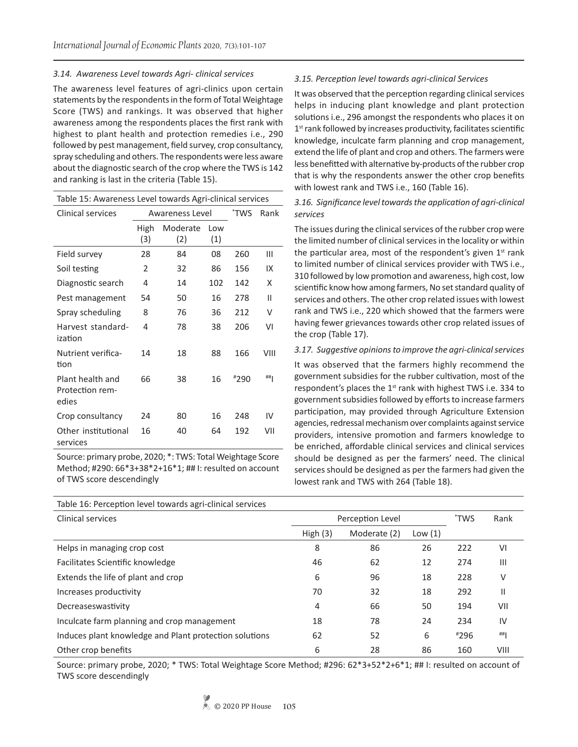### 3.14. Awareness Level towards Agri- clinical services

The awareness level features of agri-clinics upon certain statements by the respondents in the form of Total Weightage Score (TWS) and rankings. It was observed that higher awareness among the respondents places the first rank with highest to plant health and protection remedies i.e., 290 followed by pest management, field survey, crop consultancy, spray scheduling and others. The respondents were less aware about the diagnostic search of the crop where the TWS is 142 and ranking is last in the criteria (Table 15).

Table 15: Awareness Level towards Agri-clinical services

| Clinical services | Awareness Level | | | *TWS | Rank |
|---|---|---|---|---|---|
| | High (3) | Moderate (2) | Low (1) | | |
| Field survey | 28 | 84 | 08 | 260 | III |
| Soil testing | 2 | 32 | 86 | 156 | IX |
| Diagnostic search | 4 | 14 | 102 | 142 | X |
| Pest management | 54 | 50 | 16 | 278 | II |
| Spray scheduling | 8 | 76 | 36 | 212 | V |
| Harvest standardization | 4 | 78 | 38 | 206 | VI |
| Nutrient verification | 14 | 18 | 88 | 166 | VIII |
| Plant health and Protection remedies | 66 | 38 | 16 | #290 | ##I |
| Crop consultancy | 24 | 80 | 16 | 248 | IV |
| Other institutional services | 16 | 40 | 64 | 192 | VII |

Source: primary probe, 2020; *: TWS: Total Weightage Score Method; #290: 66*3+38*2+16*1; ## I: resulted on account of TWS score descendingly

### 3.15. Perception level towards agri-clinical Services

It was observed that the perception regarding clinical services helps in inducing plant knowledge and plant protection solutions i.e., 296 amongst the respondents who places it on 1st rank followed by increases productivity, facilitates scientific knowledge, inculcate farm planning and crop management, extend the life of plant and crop and others. The farmers were less benefitted with alternative by-products of the rubber crop that is why the respondents answer the other crop benefits with lowest rank and TWS i.e., 160 (Table 16).

### 3.16. Significance level towards the application of agri-clinical services

The issues during the clinical services of the rubber crop were the limited number of clinical services in the locality or within the particular area, most of the respondent's given 1st rank to limited number of clinical services provider with TWS i.e., 310 followed by low promotion and awareness, high cost, low scientific know how among farmers, No set standard quality of services and others. The other crop related issues with lowest rank and TWS i.e., 220 which showed that the farmers were having fewer grievances towards other crop related issues of the crop (Table 17).

### 3.17. Suggestive opinions to improve the agri-clinical services

It was observed that the farmers highly recommend the government subsidies for the rubber cultivation, most of the respondent's places the 1st rank with highest TWS i.e. 334 to government subsidies followed by efforts to increase farmers participation, may provided through Agriculture Extension agencies, redressal mechanism over complaints against service providers, intensive promotion and farmers knowledge to be enriched, affordable clinical services and clinical services should be designed as per the farmers' need. The clinical services should be designed as per the farmers had given the lowest rank and TWS with 264 (Table 18).

Table 16: Perception level towards agri-clinical services

| Clinical services | Perception Level | | | *TWS | Rank |
|---|---|---|---|---|---|
| | High (3) | Moderate (2) | Low (1) | | |
| Helps in managing crop cost | 8 | 86 | 26 | 222 | VI |
| Facilitates Scientific knowledge | 46 | 62 | 12 | 274 | III |
| Extends the life of plant and crop | 6 | 96 | 18 | 228 | V |
| Increases productivity | 70 | 32 | 18 | 292 | II |
| Decreaseswastivity | 4 | 66 | 50 | 194 | VII |
| Inculcate farm planning and crop management | 18 | 78 | 24 | 234 | IV |
| Induces plant knowledge and Plant protection solutions | 62 | 52 | 6 | #296 | ##I |
| Other crop benefits | 6 | 28 | 86 | 160 | VIII |

Source: primary probe, 2020; * TWS: Total Weightage Score Method; #296: 62*3+52*2+6*1; ## I: resulted on account of TWS score descendingly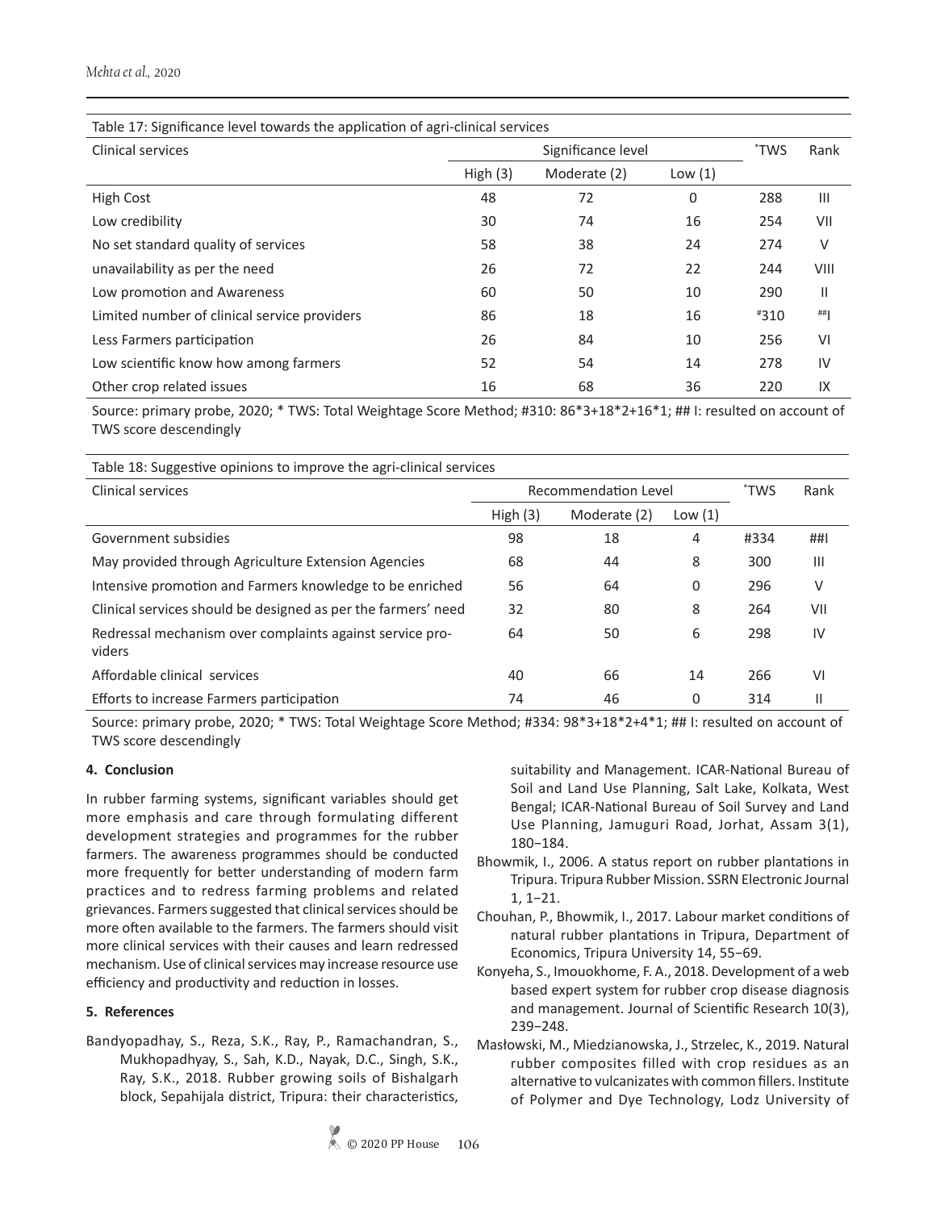Table 17: Significance level towards the application of agri-clinical services

| Clinical services | Significance level | | | *TWS | Rank |
|---|---|---|---|---|---|
| | High (3) | Moderate (2) | Low (1) | | |
| High Cost | 48 | 72 | 0 | 288 | III |
| Low credibility | 30 | 74 | 16 | 254 | VII |
| No set standard quality of services | 58 | 38 | 24 | 274 | V |
| unavailability as per the need | 26 | 72 | 22 | 244 | VIII |
| Low promotion and Awareness | 60 | 50 | 10 | 290 | II |
| Limited number of clinical service providers | 86 | 18 | 16 | #310 | ##I |
| Less Farmers participation | 26 | 84 | 10 | 256 | VI |
| Low scientific know how among farmers | 52 | 54 | 14 | 278 | IV |
| Other crop related issues | 16 | 68 | 36 | 220 | IX |

Source: primary probe, 2020; * TWS: Total Weightage Score Method; #310: 86*3+18*2+16*1; ## I: resulted on account of TWS score descendingly

Table 18: Suggestive opinions to improve the agri-clinical services

| Clinical services | Recommendation Level | | | *TWS | Rank |
|---|---|---|---|---|---|
| | High (3) | Moderate (2) | Low (1) | | |
| Government subsidies | 98 | 18 | 4 | #334 | ##I |
| May provided through Agriculture Extension Agencies | 68 | 44 | 8 | 300 | III |
| Intensive promotion and Farmers knowledge to be enriched | 56 | 64 | 0 | 296 | V |
| Clinical services should be designed as per the farmers' need | 32 | 80 | 8 | 264 | VII |
| Redressal mechanism over complaints against service providers | 64 | 50 | 6 | 298 | IV |
| Affordable clinical services | 40 | 66 | 14 | 266 | VI |
| Efforts to increase Farmers participation | 74 | 46 | 0 | 314 | II |

Source: primary probe, 2020; * TWS: Total Weightage Score Method; #334: 98*3+18*2+4*1; ## I: resulted on account of TWS score descendingly

## 4. Conclusion

In rubber farming systems, significant variables should get more emphasis and care through formulating different development strategies and programmes for the rubber farmers. The awareness programmes should be conducted more frequently for better understanding of modern farm practices and to redress farming problems and related grievances. Farmers suggested that clinical services should be more often available to the farmers. The farmers should visit more clinical services with their causes and learn redressed mechanism. Use of clinical services may increase resource use efficiency and productivity and reduction in losses.

## 5. References

Bandyopadhay, S., Reza, S.K., Ray, P., Ramachandran, S., Mukhopadhyay, S., Sah, K.D., Nayak, D.C., Singh, S.K., Ray, S.K., 2018. Rubber growing soils of Bishalgarh block, Sepahijala district, Tripura: their characteristics, suitability and Management. ICAR-National Bureau of Soil and Land Use Planning, Salt Lake, Kolkata, West Bengal; ICAR-National Bureau of Soil Survey and Land Use Planning, Jamuguri Road, Jorhat, Assam 3(1), 180−184.

Bhowmik, I., 2006. A status report on rubber plantations in Tripura. Tripura Rubber Mission. SSRN Electronic Journal 1, 1−21.

Chouhan, P., Bhowmik, I., 2017. Labour market conditions of natural rubber plantations in Tripura, Department of Economics, Tripura University 14, 55−69.

Konyeha, S., Imouokhome, F. A., 2018. Development of a web based expert system for rubber crop disease diagnosis and management. Journal of Scientific Research 10(3), 239−248.

Masłowski, M., Miedzianowska, J., Strzelec, K., 2019. Natural rubber composites filled with crop residues as an alternative to vulcanizates with common fillers. Institute of Polymer and Dye Technology, Lodz University of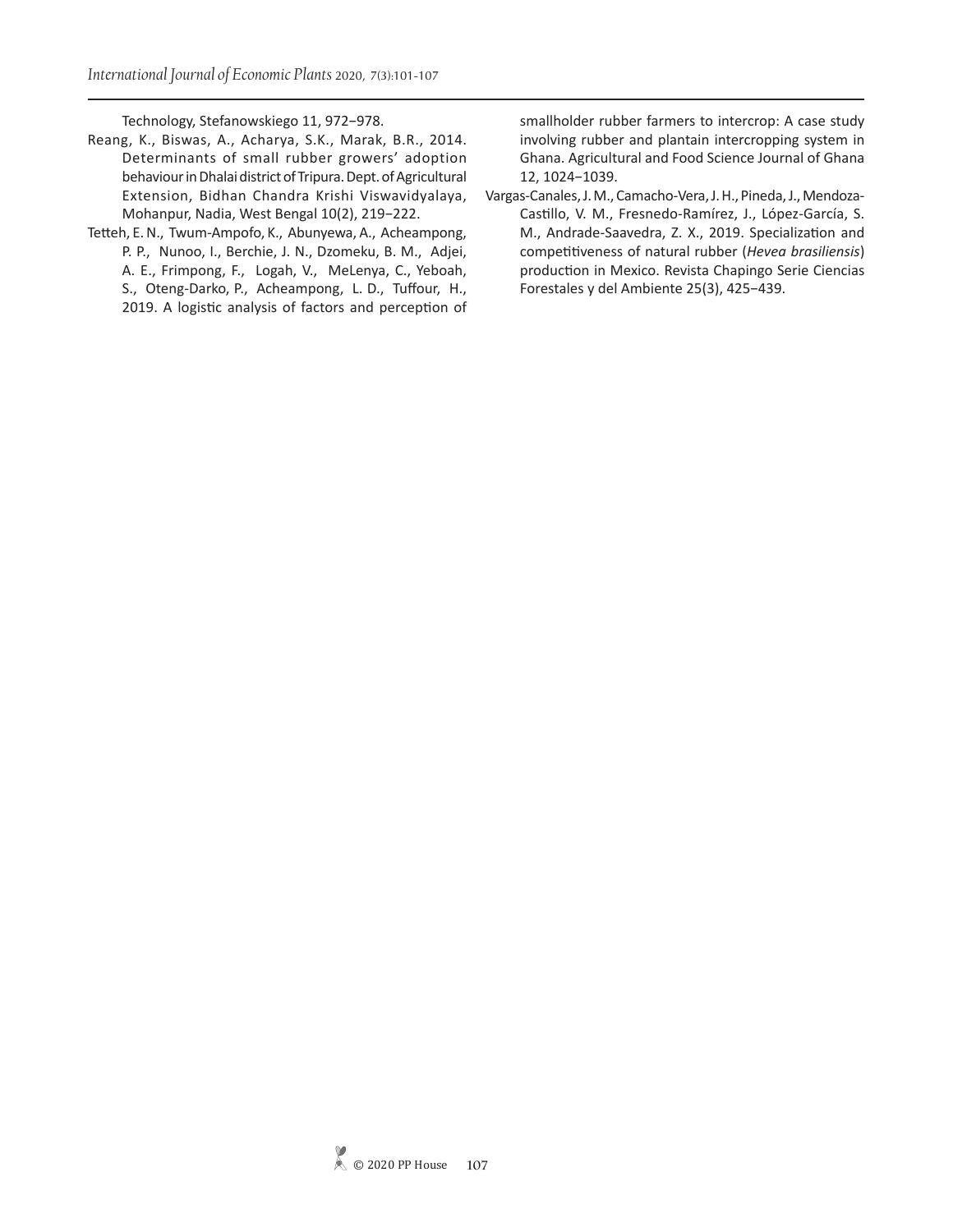Technology, Stefanowskiego 11, 972−978.

Reang, K., Biswas, A., Acharya, S.K., Marak, B.R., 2014. Determinants of small rubber growers' adoption behaviour in Dhalai district of Tripura. Dept. of Agricultural Extension, Bidhan Chandra Krishi Viswavidyalaya, Mohanpur, Nadia, West Bengal 10(2), 219−222.

Tetteh, E. N., Twum-Ampofo, K., Abunyewa, A., Acheampong, P. P., Nunoo, I., Berchie, J. N., Dzomeku, B. M., Adjei, A. E., Frimpong, F., Logah, V., MeLenya, C., Yeboah, S., Oteng-Darko, P., Acheampong, L. D., Tuffour, H., 2019. A logistic analysis of factors and perception of smallholder rubber farmers to intercrop: A case study involving rubber and plantain intercropping system in Ghana. Agricultural and Food Science Journal of Ghana 12, 1024−1039.

Vargas-Canales, J. M., Camacho-Vera, J. H., Pineda, J., Mendoza-Castillo, V. M., Fresnedo-Ramírez, J., López-García, S. M., Andrade-Saavedra, Z. X., 2019. Specialization and competitiveness of natural rubber (*Hevea brasiliensis*) production in Mexico. Revista Chapingo Serie Ciencias Forestales y del Ambiente 25(3), 425−439.